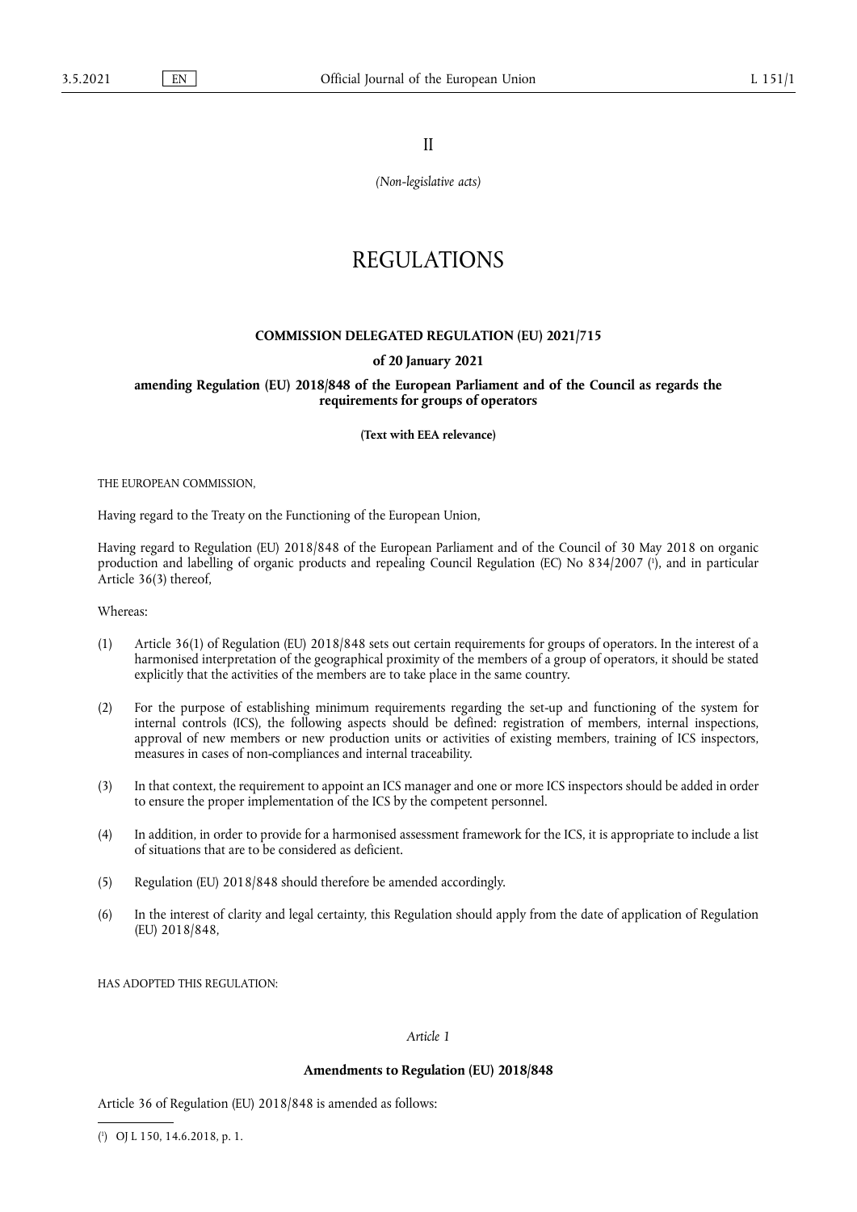II

*(Non-legislative acts)*

# REGULATIONS

## COMMISSION DELEGATED REGULATION (EU) 2021/715

### of 20 January 2021

### amending Regulation (EU) 2018/848 of the European Parliament and of the Council as regards the requirements for groups of operators

**(Text with EEA relevance)**

THE EUROPEAN COMMISSION,

Having regard to the Treaty on the Functioning of the European Union,

Having regard to Regulation (EU) 2018/848 of the European Parliament and of the Council of 30 May 2018 on organic production and labelling of organic products and repealing Council Regulation (EC) No 834/2007 [1], and in particular Article 36(3) thereof,

Whereas:

(1) Article 36(1) of Regulation (EU) 2018/848 sets out certain requirements for groups of operators. In the interest of a harmonised interpretation of the geographical proximity of the members of a group of operators, it should be stated explicitly that the activities of the members are to take place in the same country.

(2) For the purpose of establishing minimum requirements regarding the set-up and functioning of the system for internal controls (ICS), the following aspects should be defined: registration of members, internal inspections, approval of new members or new production units or activities of existing members, training of ICS inspectors, measures in cases of non-compliances and internal traceability.

(3) In that context, the requirement to appoint an ICS manager and one or more ICS inspectors should be added in order to ensure the proper implementation of the ICS by the competent personnel.

(4) In addition, in order to provide for a harmonised assessment framework for the ICS, it is appropriate to include a list of situations that are to be considered as deficient.

(5) Regulation (EU) 2018/848 should therefore be amended accordingly.

(6) In the interest of clarity and legal certainty, this Regulation should apply from the date of application of Regulation (EU) 2018/848,

HAS ADOPTED THIS REGULATION:

*Article 1*

**Amendments to Regulation (EU) 2018/848**

Article 36 of Regulation (EU) 2018/848 is amended as follows:

---

[1] OJ L 150, 14.6.2018, p. 1.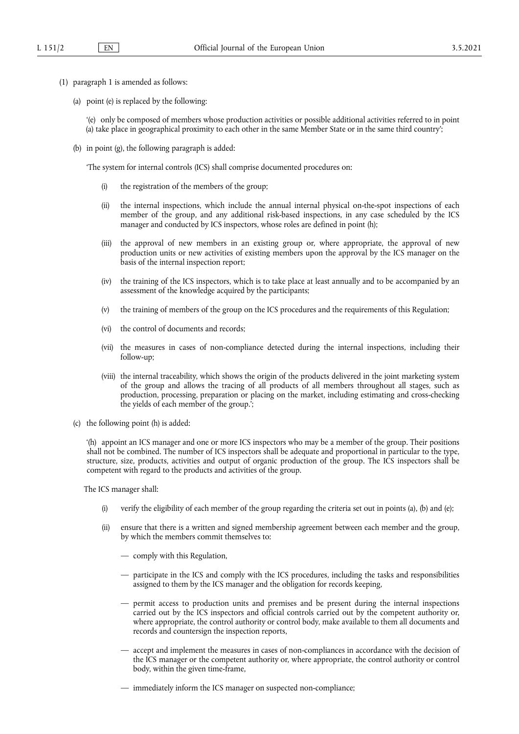(1) paragraph 1 is amended as follows:

(a) point (e) is replaced by the following:

'(e) only be composed of members whose production activities or possible additional activities referred to in point (a) take place in geographical proximity to each other in the same Member State or in the same third country';

(b) in point (g), the following paragraph is added:

'The system for internal controls (ICS) shall comprise documented procedures on:

(i) the registration of the members of the group;

(ii) the internal inspections, which include the annual internal physical on-the-spot inspections of each member of the group, and any additional risk-based inspections, in any case scheduled by the ICS manager and conducted by ICS inspectors, whose roles are defined in point (h);

(iii) the approval of new members in an existing group or, where appropriate, the approval of new production units or new activities of existing members upon the approval by the ICS manager on the basis of the internal inspection report;

(iv) the training of the ICS inspectors, which is to take place at least annually and to be accompanied by an assessment of the knowledge acquired by the participants;

(v) the training of members of the group on the ICS procedures and the requirements of this Regulation;

(vi) the control of documents and records;

(vii) the measures in cases of non-compliance detected during the internal inspections, including their follow-up;

(viii) the internal traceability, which shows the origin of the products delivered in the joint marketing system of the group and allows the tracing of all products of all members throughout all stages, such as production, processing, preparation or placing on the market, including estimating and cross-checking the yields of each member of the group.';

(c) the following point (h) is added:

'(h) appoint an ICS manager and one or more ICS inspectors who may be a member of the group. Their positions shall not be combined. The number of ICS inspectors shall be adequate and proportional in particular to the type, structure, size, products, activities and output of organic production of the group. The ICS inspectors shall be competent with regard to the products and activities of the group.

The ICS manager shall:

(i) verify the eligibility of each member of the group regarding the criteria set out in points (a), (b) and (e);

(ii) ensure that there is a written and signed membership agreement between each member and the group, by which the members commit themselves to:

— comply with this Regulation,

— participate in the ICS and comply with the ICS procedures, including the tasks and responsibilities assigned to them by the ICS manager and the obligation for records keeping,

— permit access to production units and premises and be present during the internal inspections carried out by the ICS inspectors and official controls carried out by the competent authority or, where appropriate, the control authority or control body, make available to them all documents and records and countersign the inspection reports,

— accept and implement the measures in cases of non-compliances in accordance with the decision of the ICS manager or the competent authority or, where appropriate, the control authority or control body, within the given time-frame,

— immediately inform the ICS manager on suspected non-compliance;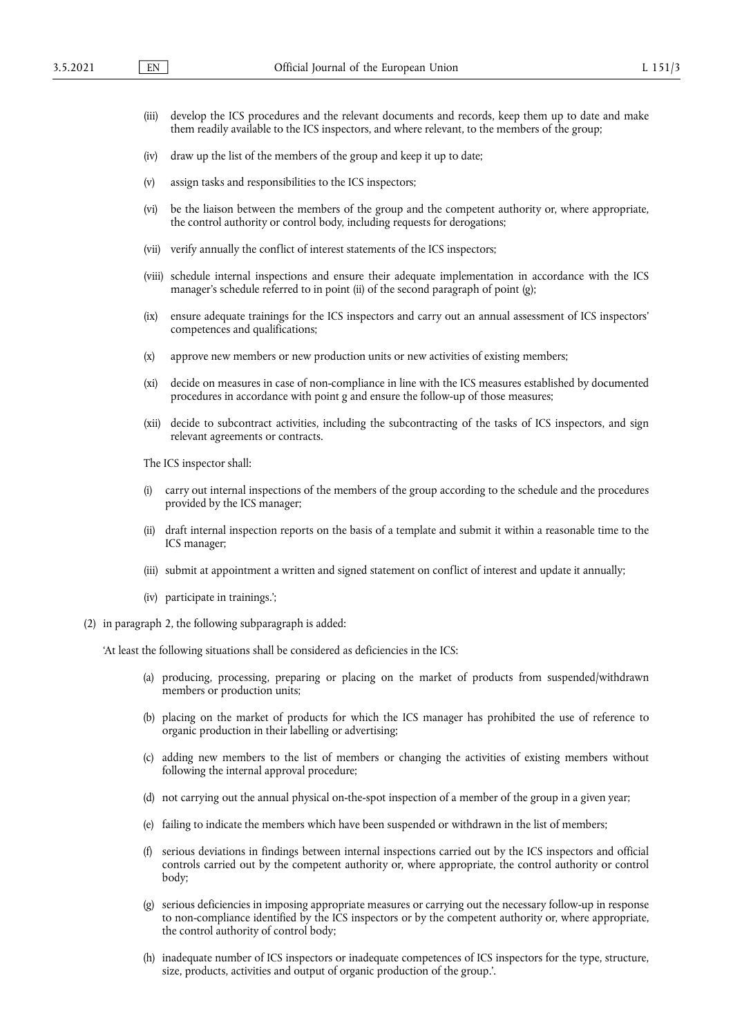(iii) develop the ICS procedures and the relevant documents and records, keep them up to date and make them readily available to the ICS inspectors, and where relevant, to the members of the group;

(iv) draw up the list of the members of the group and keep it up to date;

(v) assign tasks and responsibilities to the ICS inspectors;

(vi) be the liaison between the members of the group and the competent authority or, where appropriate, the control authority or control body, including requests for derogations;

(vii) verify annually the conflict of interest statements of the ICS inspectors;

(viii) schedule internal inspections and ensure their adequate implementation in accordance with the ICS manager's schedule referred to in point (ii) of the second paragraph of point (g);

(ix) ensure adequate trainings for the ICS inspectors and carry out an annual assessment of ICS inspectors' competences and qualifications;

(x) approve new members or new production units or new activities of existing members;

(xi) decide on measures in case of non-compliance in line with the ICS measures established by documented procedures in accordance with point g and ensure the follow-up of those measures;

(xii) decide to subcontract activities, including the subcontracting of the tasks of ICS inspectors, and sign relevant agreements or contracts.

The ICS inspector shall:

(i) carry out internal inspections of the members of the group according to the schedule and the procedures provided by the ICS manager;

(ii) draft internal inspection reports on the basis of a template and submit it within a reasonable time to the ICS manager;

(iii) submit at appointment a written and signed statement on conflict of interest and update it annually;

(iv) participate in trainings.';

(2) in paragraph 2, the following subparagraph is added:

'At least the following situations shall be considered as deficiencies in the ICS:

(a) producing, processing, preparing or placing on the market of products from suspended/withdrawn members or production units;

(b) placing on the market of products for which the ICS manager has prohibited the use of reference to organic production in their labelling or advertising;

(c) adding new members to the list of members or changing the activities of existing members without following the internal approval procedure;

(d) not carrying out the annual physical on-the-spot inspection of a member of the group in a given year;

(e) failing to indicate the members which have been suspended or withdrawn in the list of members;

(f) serious deviations in findings between internal inspections carried out by the ICS inspectors and official controls carried out by the competent authority or, where appropriate, the control authority or control body;

(g) serious deficiencies in imposing appropriate measures or carrying out the necessary follow-up in response to non-compliance identified by the ICS inspectors or by the competent authority or, where appropriate, the control authority of control body;

(h) inadequate number of ICS inspectors or inadequate competences of ICS inspectors for the type, structure, size, products, activities and output of organic production of the group.'.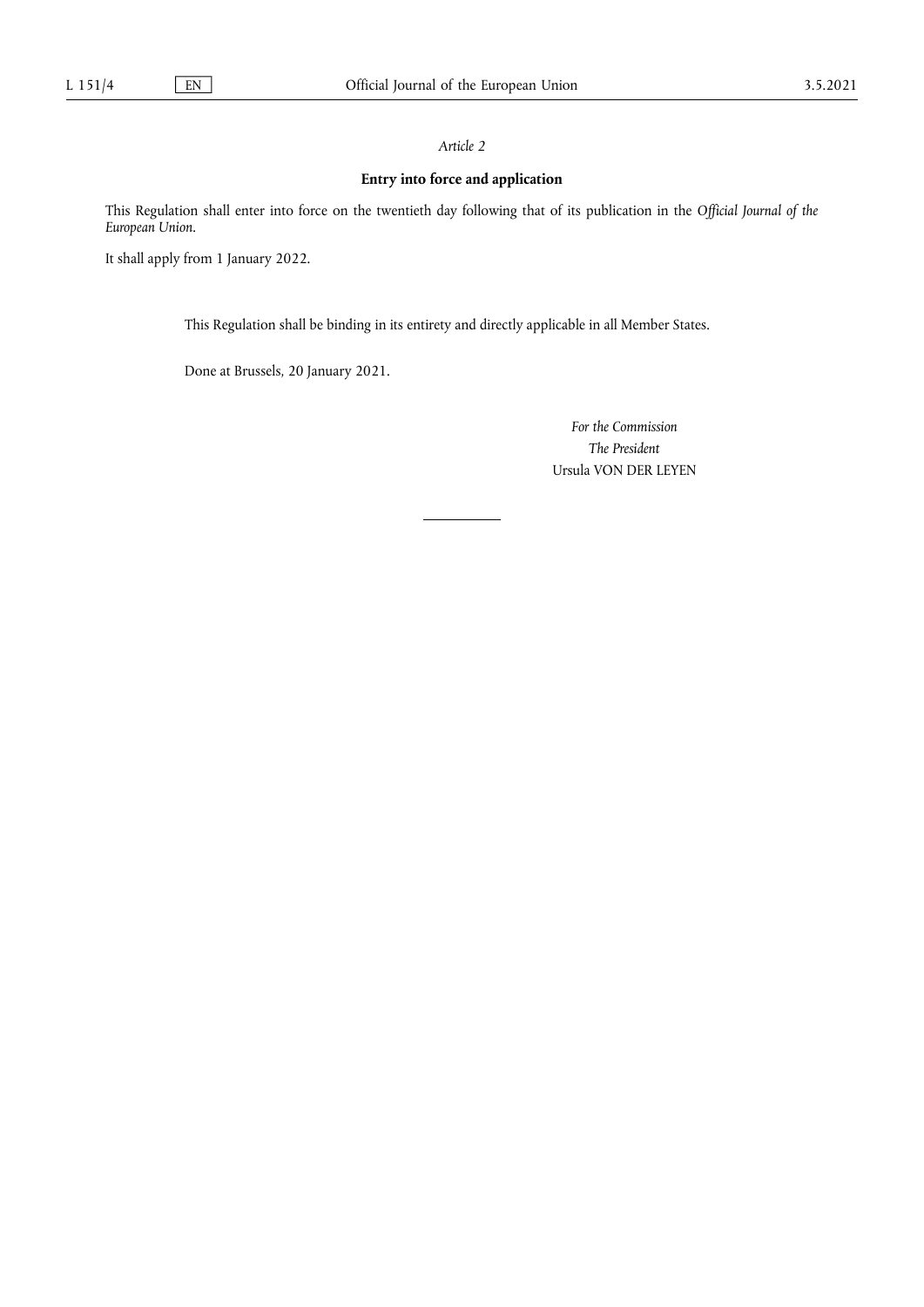*Article 2*

**Entry into force and application**

This Regulation shall enter into force on the twentieth day following that of its publication in the *Official Journal of the European Union*.

It shall apply from 1 January 2022.

This Regulation shall be binding in its entirety and directly applicable in all Member States.

Done at Brussels, 20 January 2021.

*For the Commission*

*The President*

Ursula VON DER LEYEN